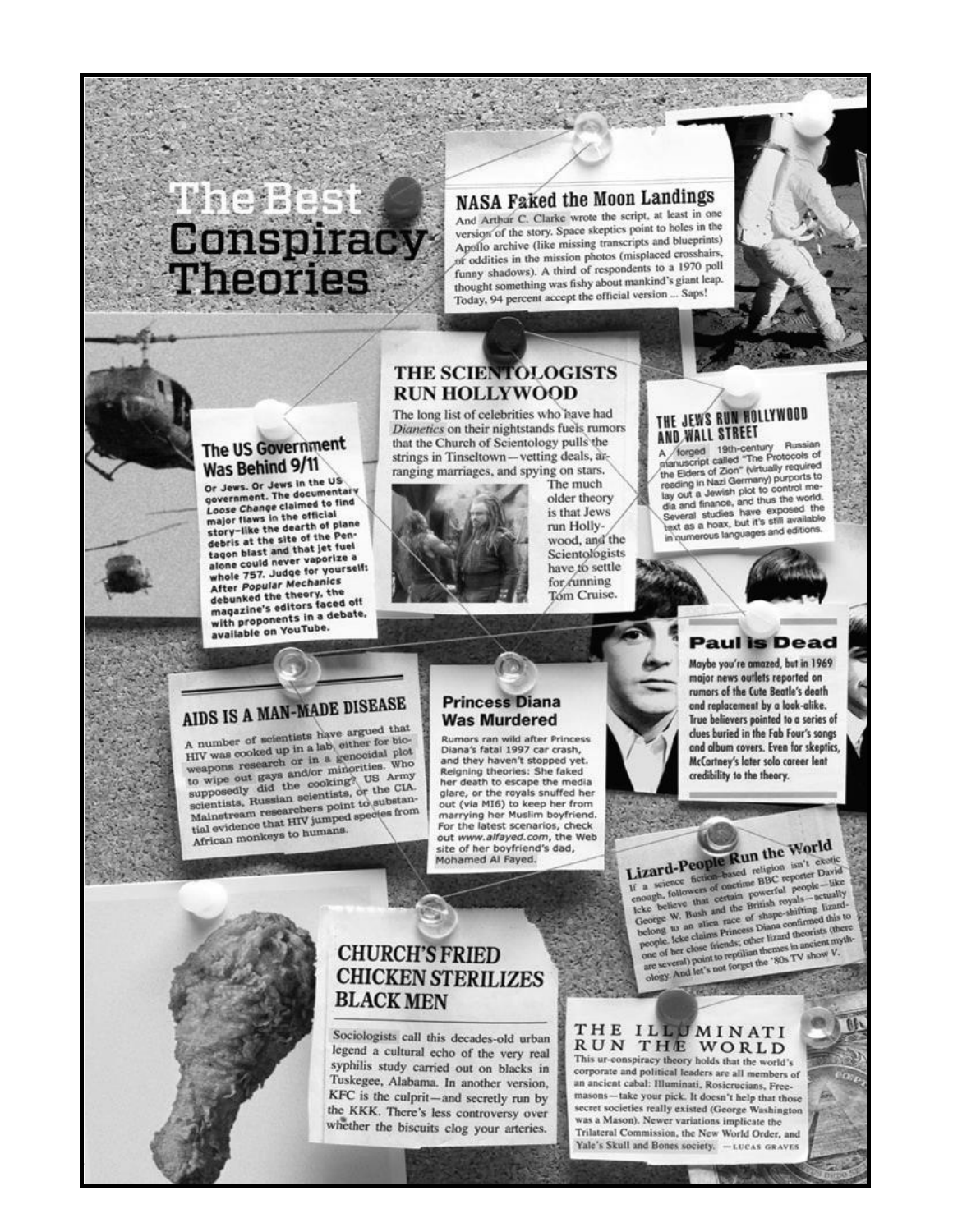# The Best Conspiracy Theories

## NASA Faked the Moon Landings

And Arthur C. Clarke wrote the script, at least in one version of the story. Space skeptics point to holes in the Apollo archive (like missing transcripts and blueprints) or oddities in the mission photos (misplaced crosshairs, funny shadows). A third of respondents to a 1970 poll thought something was fishy about mankind's giant leap. Today, 94 percent accept the official version ... Saps!

## THE SCIENTOLOGISTS RUN HOLLYWOOD

The long list of celebrities who have had *Dianetics* on their nightstands fuels rumors that the Church of Scientology pulls the strings in Tinseltown—vetting deals, arranging marriages, and spying on stars. The much older theory is that Jews run Hollywood, and the Scientologists have to settle for running Tom Cruise.

## THE JEWS RUN HOLLYWOOD AND WALL STREET

A forged 19th-century Russian manuscript called "The Protocols of the Elders of Zion" (virtually required reading in Nazi Germany) purports to lay out a Jewish plot to control media and finance, and thus the world. Several studies have exposed the text as a hoax, but it's still available in numerous languages and editions.

## The US Government Was Behind 9/11

Or Jews. Or Jews in the US government. The documentary *Loose Change* claimed to find major flaws in the official story—like the dearth of plane debris at the site of the Pentagon blast and that jet fuel alone could never vaporize a whole 757. Judge for yourself: After *Popular Mechanics* debunked the theory, the magazine's editors faced off with proponents in a debate, available on YouTube.

## Paul Is Dead

Maybe you're amazed, but in 1969 major news outlets reported on rumors of the Cute Beatle's death and replacement by a look-alike. True believers pointed to a series of clues buried in the Fab Four's songs and album covers. Even for skeptics, McCartney's later solo career lent credibility to the theory.

## AIDS IS A MAN-MADE DISEASE

A number of scientists have argued that HIV was cooked up in a lab, either for bioweapons research or in a genocidal plot to wipe out gays and/or minorities. Who supposedly did the cooking? US Army scientists, Russian scientists, or the CIA. Mainstream researchers point to substantial evidence that HIV jumped species from African monkeys to humans.

## Princess Diana Was Murdered

Rumors ran wild after Princess Diana's fatal 1997 car crash, and they haven't stopped yet. Reigning theories: She faked her death to escape the media glare, or the royals snuffed her out (via MI6) to keep her from marrying her Muslim boyfriend. For the latest scenarios, check out www.alfayed.com, the Web site of her boyfriend's dad, Mohamed Al Fayed.

## Lizard-People Run the World

If a science fiction–based religion isn't exotic enough, followers of onetime BBC reporter David Icke believe that certain powerful people—like George W. Bush and the British royals—actually belong to an alien race of shape-shifting lizard-people. Icke claims Princess Diana confirmed this to one of her close friends; other lizard theorists (there are several) point to reptilian themes in ancient mythology. And let's not forget the '80s TV show *V*.

## CHURCH'S FRIED CHICKEN STERILIZES BLACK MEN

Sociologists call this decades-old urban legend a cultural echo of the very real syphilis study carried out on blacks in Tuskegee, Alabama. In another version, KFC is the culprit—and secretly run by the KKK. There's less controversy over whether the biscuits clog your arteries.

## THE ILLUMINATI RUN THE WORLD

This ur-conspiracy theory holds that the world's corporate and political leaders are all members of an ancient cabal: Illuminati, Rosicrucians, Freemasons—take your pick. It doesn't help that those secret societies really existed (George Washington was a Mason). Newer variations implicate the Trilateral Commission, the New World Order, and Yale's Skull and Bones society. —LUCAS GRAVES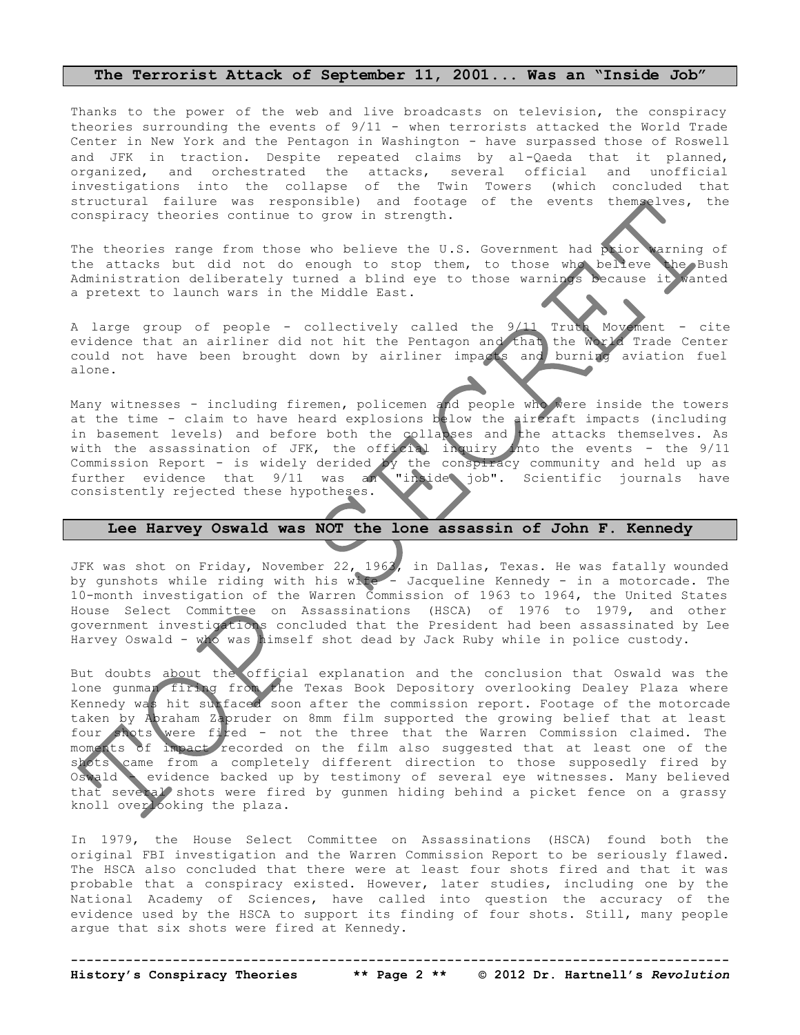## The Terrorist Attack of September 11, 2001... Was an "Inside Job"

Thanks to the power of the web and live broadcasts on television, the conspiracy theories surrounding the events of 9/11 - when terrorists attacked the World Trade Center in New York and the Pentagon in Washington - have surpassed those of Roswell and JFK in traction. Despite repeated claims by al-Qaeda that it planned, organized, and orchestrated the attacks, several official and unofficial investigations into the collapse of the Twin Towers (which concluded that structural failure was responsible) and footage of the events themselves, the conspiracy theories continue to grow in strength.

The theories range from those who believe the U.S. Government had prior warning of the attacks but did not do enough to stop them, to those who believe the Bush Administration deliberately turned a blind eye to those warnings because it wanted a pretext to launch wars in the Middle East.

A large group of people - collectively called the 9/11 Truth Movement - cite evidence that an airliner did not hit the Pentagon and that the World Trade Center could not have been brought down by airliner impacts and burning aviation fuel alone.

Many witnesses - including firemen, policemen and people who were inside the towers at the time - claim to have heard explosions below the aircraft impacts (including in basement levels) and before both the collapses and the attacks themselves. As with the assassination of JFK, the official inquiry into the events - the 9/11 Commission Report - is widely derided by the conspiracy community and held up as further evidence that 9/11 was an "inside job". Scientific journals have consistently rejected these hypotheses.

## Lee Harvey Oswald was NOT the lone assassin of John F. Kennedy

JFK was shot on Friday, November 22, 1963, in Dallas, Texas. He was fatally wounded by gunshots while riding with his wife - Jacqueline Kennedy - in a motorcade. The 10-month investigation of the Warren Commission of 1963 to 1964, the United States House Select Committee on Assassinations (HSCA) of 1976 to 1979, and other government investigations concluded that the President had been assassinated by Lee Harvey Oswald - who was himself shot dead by Jack Ruby while in police custody.

But doubts about the official explanation and the conclusion that Oswald was the lone gunman firing from the Texas Book Depository overlooking Dealey Plaza where Kennedy was hit surfaced soon after the commission report. Footage of the motorcade taken by Abraham Zapruder on 8mm film supported the growing belief that at least four shots were fired - not the three that the Warren Commission claimed. The moments of impact recorded on the film also suggested that at least one of the shots came from a completely different direction to those supposedly fired by Oswald - evidence backed up by testimony of several eye witnesses. Many believed that several shots were fired by gunmen hiding behind a picket fence on a grassy knoll overlooking the plaza.

In 1979, the House Select Committee on Assassinations (HSCA) found both the original FBI investigation and the Warren Commission Report to be seriously flawed. The HSCA also concluded that there were at least four shots fired and that it was probable that a conspiracy existed. However, later studies, including one by the National Academy of Sciences, have called into question the accuracy of the evidence used by the HSCA to support its finding of four shots. Still, many people argue that six shots were fired at Kennedy.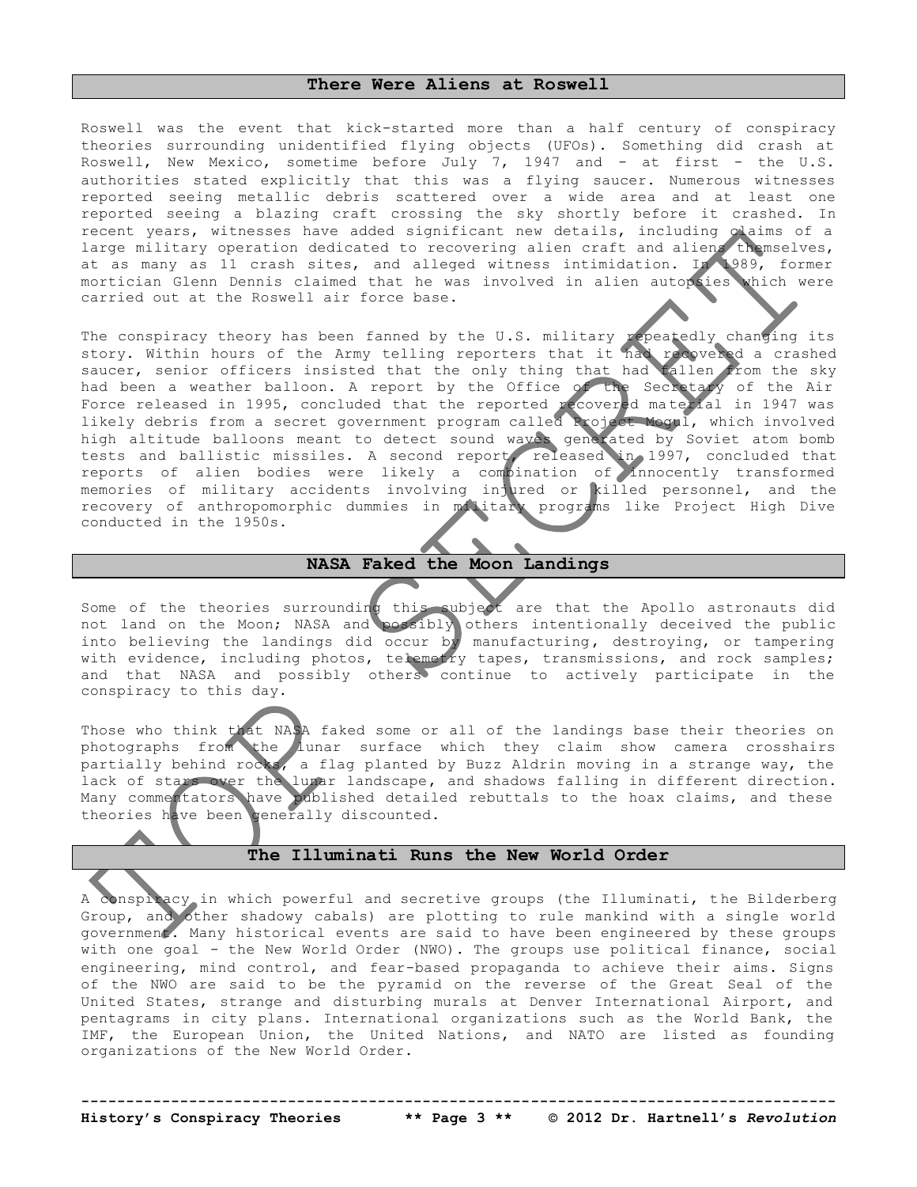## There Were Aliens at Roswell

Roswell was the event that kick-started more than a half century of conspiracy theories surrounding unidentified flying objects (UFOs). Something did crash at Roswell, New Mexico, sometime before July 7, 1947 and - at first - the U.S. authorities stated explicitly that this was a flying saucer. Numerous witnesses reported seeing metallic debris scattered over a wide area and at least one reported seeing a blazing craft crossing the sky shortly before it crashed. In recent years, witnesses have added significant new details, including claims of a large military operation dedicated to recovering alien craft and aliens themselves, at as many as 11 crash sites, and alleged witness intimidation. In 1989, former mortician Glenn Dennis claimed that he was involved in alien autopsies which were carried out at the Roswell air force base.

The conspiracy theory has been fanned by the U.S. military repeatedly changing its story. Within hours of the Army telling reporters that it had recovered a crashed saucer, senior officers insisted that the only thing that had fallen from the sky had been a weather balloon. A report by the Office of the Secretary of the Air Force released in 1995, concluded that the reported recovered material in 1947 was likely debris from a secret government program called Project Mogul, which involved high altitude balloons meant to detect sound waves generated by Soviet atom bomb tests and ballistic missiles. A second report, released in 1997, concluded that reports of alien bodies were likely a combination of innocently transformed memories of military accidents involving injured or killed personnel, and the recovery of anthropomorphic dummies in military programs like Project High Dive conducted in the 1950s.

## NASA Faked the Moon Landings

Some of the theories surrounding this subject are that the Apollo astronauts did not land on the Moon; NASA and possibly others intentionally deceived the public into believing the landings did occur by manufacturing, destroying, or tampering with evidence, including photos, telemetry tapes, transmissions, and rock samples; and that NASA and possibly others continue to actively participate in the conspiracy to this day.

Those who think that NASA faked some or all of the landings base their theories on photographs from the lunar surface which they claim show camera crosshairs partially behind rocks, a flag planted by Buzz Aldrin moving in a strange way, the lack of stars over the lunar landscape, and shadows falling in different direction. Many commentators have published detailed rebuttals to the hoax claims, and these theories have been generally discounted.

## The Illuminati Runs the New World Order

A conspiracy in which powerful and secretive groups (the Illuminati, the Bilderberg Group, and other shadowy cabals) are plotting to rule mankind with a single world government. Many historical events are said to have been engineered by these groups with one goal - the New World Order (NWO). The groups use political finance, social engineering, mind control, and fear-based propaganda to achieve their aims. Signs of the NWO are said to be the pyramid on the reverse of the Great Seal of the United States, strange and disturbing murals at Denver International Airport, and pentagrams in city plans. International organizations such as the World Bank, the IMF, the European Union, the United Nations, and NATO are listed as founding organizations of the New World Order.

TOP SECRET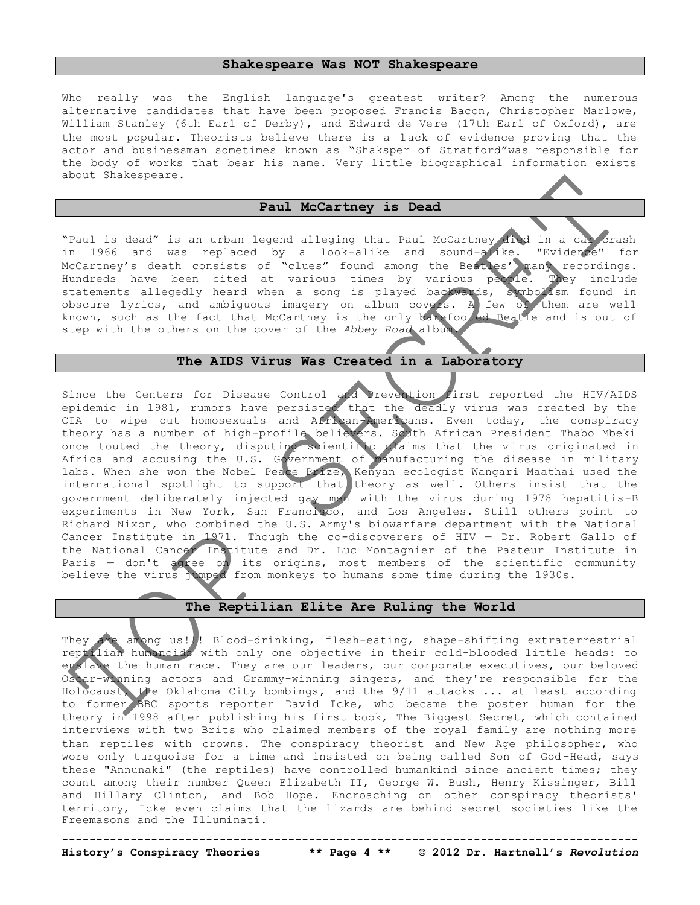## Shakespeare Was NOT Shakespeare

Who really was the English language's greatest writer? Among the numerous alternative candidates that have been proposed Francis Bacon, Christopher Marlowe, William Stanley (6th Earl of Derby), and Edward de Vere (17th Earl of Oxford), are the most popular. Theorists believe there is a lack of evidence proving that the actor and businessman sometimes known as "Shaksper of Stratford"was responsible for the body of works that bear his name. Very little biographical information exists about Shakespeare.

## Paul McCartney is Dead

"Paul is dead" is an urban legend alleging that Paul McCartney died in a car crash in 1966 and was replaced by a look-alike and sound-alike. "Evidence" for McCartney's death consists of "clues" found among the Beatles' many recordings. Hundreds have been cited at various times by various people. They include statements allegedly heard when a song is played backwards, symbolism found in obscure lyrics, and ambiguous imagery on album covers. A few of them are well known, such as the fact that McCartney is the only barefooted Beatle and is out of step with the others on the cover of the *Abbey Road* album.

## The AIDS Virus Was Created in a Laboratory

Since the Centers for Disease Control and Prevention first reported the HIV/AIDS epidemic in 1981, rumors have persisted that the deadly virus was created by the CIA to wipe out homosexuals and African-Americans. Even today, the conspiracy theory has a number of high-profile believers. South African President Thabo Mbeki once touted the theory, disputing scientific claims that the virus originated in Africa and accusing the U.S. Government of manufacturing the disease in military labs. When she won the Nobel Peace Prize, Kenyan ecologist Wangari Maathai used the international spotlight to support that theory as well. Others insist that the government deliberately injected gay men with the virus during 1978 hepatitis-B experiments in New York, San Francisco, and Los Angeles. Still others point to Richard Nixon, who combined the U.S. Army's biowarfare department with the National Cancer Institute in 1971. Though the co-discoverers of HIV — Dr. Robert Gallo of the National Cancer Institute and Dr. Luc Montagnier of the Pasteur Institute in Paris — don't agree on its origins, most members of the scientific community believe the virus jumped from monkeys to humans some time during the 1930s.

## The Reptilian Elite Are Ruling the World

They are among us!!! Blood-drinking, flesh-eating, shape-shifting extraterrestrial reptilian humanoids with only one objective in their cold-blooded little heads: to enslave the human race. They are our leaders, our corporate executives, our beloved Oscar-winning actors and Grammy-winning singers, and they're responsible for the Holocaust, the Oklahoma City bombings, and the 9/11 attacks ... at least according to former BBC sports reporter David Icke, who became the poster human for the theory in 1998 after publishing his first book, The Biggest Secret, which contained interviews with two Brits who claimed members of the royal family are nothing more than reptiles with crowns. The conspiracy theorist and New Age philosopher, who wore only turquoise for a time and insisted on being called Son of God-Head, says these "Annunaki" (the reptiles) have controlled humankind since ancient times; they count among their number Queen Elizabeth II, George W. Bush, Henry Kissinger, Bill and Hillary Clinton, and Bob Hope. Encroaching on other conspiracy theorists' territory, Icke even claims that the lizards are behind secret societies like the Freemasons and the Illuminati.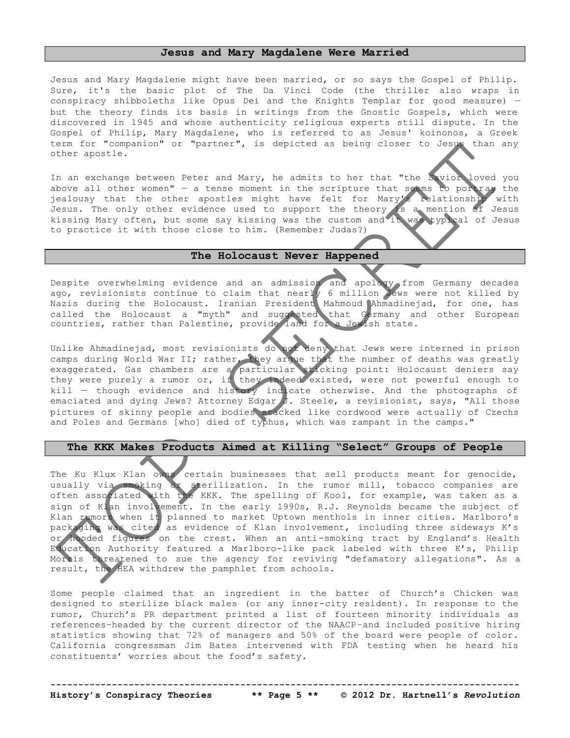## Jesus and Mary Magdalene Were Married

Jesus and Mary Magdalene might have been married, or so says the Gospel of Philip. Sure, it's the basic plot of The Da Vinci Code (the thriller also wraps in conspiracy shibboleths like Opus Dei and the Knights Templar for good measure) — but the theory finds its basis in writings from the Gnostic Gospels, which were discovered in 1945 and whose authenticity religious experts still dispute. In the Gospel of Philip, Mary Magdalene, who is referred to as Jesus' koinonos, a Greek term for "companion" or "partner", is depicted as being closer to Jesus than any other apostle.

In an exchange between Peter and Mary, he admits to her that "the Savior loved you above all other women" — a tense moment in the scripture that seems to portray the jealousy that the other apostles might have felt for Mary's relationship with Jesus. The only other evidence used to support the theory is a mention of Jesus kissing Mary often, but some say kissing was the custom and it was typical of Jesus to practice it with those close to him. (Remember Judas?)

## The Holocaust Never Happened

Despite overwhelming evidence and an admission and apology from Germany decades ago, revisionists continue to claim that nearly 6 million Jews were not killed by Nazis during the Holocaust. Iranian President Mahmoud Ahmadinejad, for one, has called the Holocaust a "myth" and suggested that Germany and other European countries, rather than Palestine, provide land for a Jewish state.

Unlike Ahmadinejad, most revisionists do not deny that Jews were interned in prison camps during World War II; rather, they argue that the number of deaths was greatly exaggerated. Gas chambers are a particular sticking point: Holocaust deniers say they were purely a rumor or, if they indeed existed, were not powerful enough to kill — though evidence and history indicate otherwise. And the photographs of emaciated and dying Jews? Attorney Edgar J. Steele, a revisionist, says, "All those pictures of skinny people and bodies stacked like cordwood were actually of Czechs and Poles and Germans [who] died of typhus, which was rampant in the camps."

## The KKK Makes Products Aimed at Killing "Select" Groups of People

The Ku Klux Klan owns certain businesses that sell products meant for genocide, usually via smoking or sterilization. In the rumor mill, tobacco companies are often associated with the KKK. The spelling of Kool, for example, was taken as a sign of Klan involvement. In the early 1990s, R.J. Reynolds became the subject of Klan rumors when it planned to market Uptown menthols in inner cities. Marlboro's packaging was cited as evidence of Klan involvement, including three sideways K's or hooded figures on the crest. When an anti-smoking tract by England's Health Education Authority featured a Marlboro-like pack labeled with three K's, Philip Morris threatened to sue the agency for reviving "defamatory allegations". As a result, the HEA withdrew the pamphlet from schools.

Some people claimed that an ingredient in the batter of Church's Chicken was designed to sterilize black males (or any inner-city resident). In response to the rumor, Church's PR department printed a list of fourteen minority individuals as references–headed by the current director of the NAACP–and included positive hiring statistics showing that 72% of managers and 50% of the board were people of color. California congressman Jim Bates intervened with FDA testing when he heard his constituents' worries about the food's safety.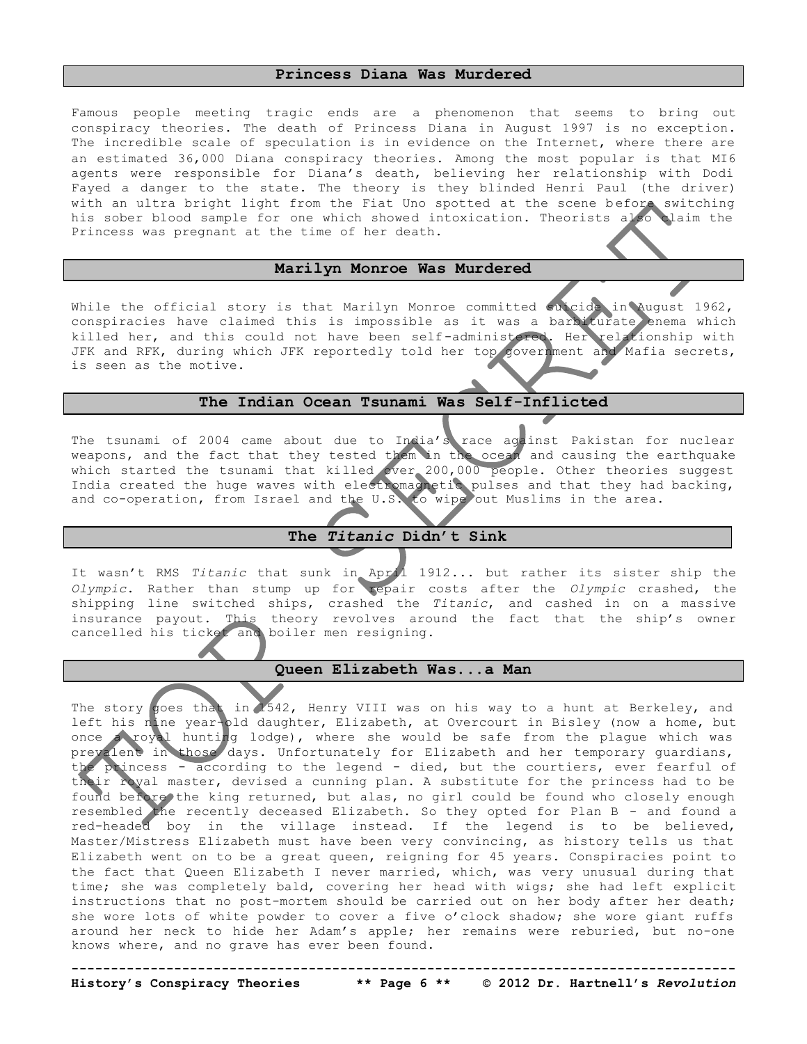## Princess Diana Was Murdered

Famous people meeting tragic ends are a phenomenon that seems to bring out conspiracy theories. The death of Princess Diana in August 1997 is no exception. The incredible scale of speculation is in evidence on the Internet, where there are an estimated 36,000 Diana conspiracy theories. Among the most popular is that MI6 agents were responsible for Diana's death, believing her relationship with Dodi Fayed a danger to the state. The theory is they blinded Henri Paul (the driver) with an ultra bright light from the Fiat Uno spotted at the scene before switching his sober blood sample for one which showed intoxication. Theorists also claim the Princess was pregnant at the time of her death.

## Marilyn Monroe Was Murdered

While the official story is that Marilyn Monroe committed suicide in August 1962, conspiracies have claimed this is impossible as it was a barbiturate enema which killed her, and this could not have been self-administered. Her relationship with JFK and RFK, during which JFK reportedly told her top government and Mafia secrets, is seen as the motive.

## The Indian Ocean Tsunami Was Self-Inflicted

The tsunami of 2004 came about due to India's race against Pakistan for nuclear weapons, and the fact that they tested them in the ocean and causing the earthquake which started the tsunami that killed over 200,000 people. Other theories suggest India created the huge waves with electromagnetic pulses and that they had backing, and co-operation, from Israel and the U.S. to wipe out Muslims in the area.

## The *Titanic* Didn't Sink

It wasn't RMS *Titanic* that sunk in April 1912... but rather its sister ship the *Olympic*. Rather than stump up for repair costs after the *Olympic* crashed, the shipping line switched ships, crashed the *Titanic*, and cashed in on a massive insurance payout. This theory revolves around the fact that the ship's owner cancelled his ticket and boiler men resigning.

## Queen Elizabeth Was...a Man

The story goes that in 1542, Henry VIII was on his way to a hunt at Berkeley, and left his nine year-old daughter, Elizabeth, at Overcourt in Bisley (now a home, but once a royal hunting lodge), where she would be safe from the plague which was prevalent in those days. Unfortunately for Elizabeth and her temporary guardians, the princess - according to the legend - died, but the courtiers, ever fearful of their royal master, devised a cunning plan. A substitute for the princess had to be found before the king returned, but alas, no girl could be found who closely enough resembled the recently deceased Elizabeth. So they opted for Plan B - and found a red-headed boy in the village instead. If the legend is to be believed, Master/Mistress Elizabeth must have been very convincing, as history tells us that Elizabeth went on to be a great queen, reigning for 45 years. Conspiracies point to the fact that Queen Elizabeth I never married, which, was very unusual during that time; she was completely bald, covering her head with wigs; she had left explicit instructions that no post-mortem should be carried out on her body after her death; she wore lots of white powder to cover a five o'clock shadow; she wore giant ruffs around her neck to hide her Adam's apple; her remains were reburied, but no-one knows where, and no grave has ever been found.